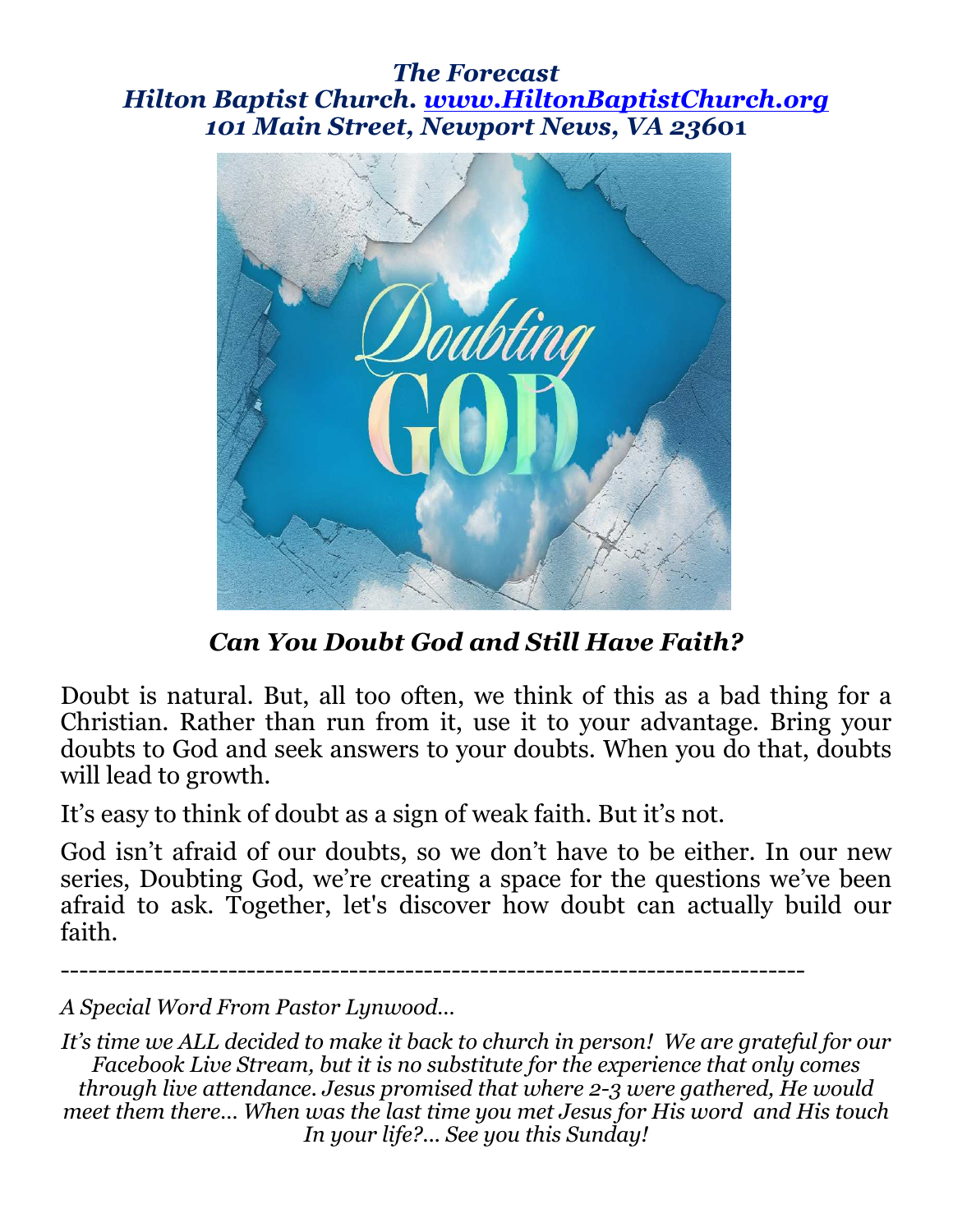***The Forecast***
***Hilton Baptist Church. [www.HiltonBaptistChurch.org](http://www.HiltonBaptistChurch.org)***
***101 Main Street, Newport News, VA 23601***

## ***Can You Doubt God and Still Have Faith?***

Doubt is natural. But, all too often, we think of this as a bad thing for a Christian. Rather than run from it, use it to your advantage. Bring your doubts to God and seek answers to your doubts. When you do that, doubts will lead to growth.

It's easy to think of doubt as a sign of weak faith. But it's not.

God isn't afraid of our doubts, so we don't have to be either. In our new series, Doubting God, we're creating a space for the questions we've been afraid to ask. Together, let's discover how doubt can actually build our faith.

---

*A Special Word From Pastor Lynwood…*

*It's time we ALL decided to make it back to church in person! We are grateful for our Facebook Live Stream, but it is no substitute for the experience that only comes through live attendance. Jesus promised that where 2-3 were gathered, He would meet them there… When was the last time you met Jesus for His word and His touch In your life?… See you this Sunday!*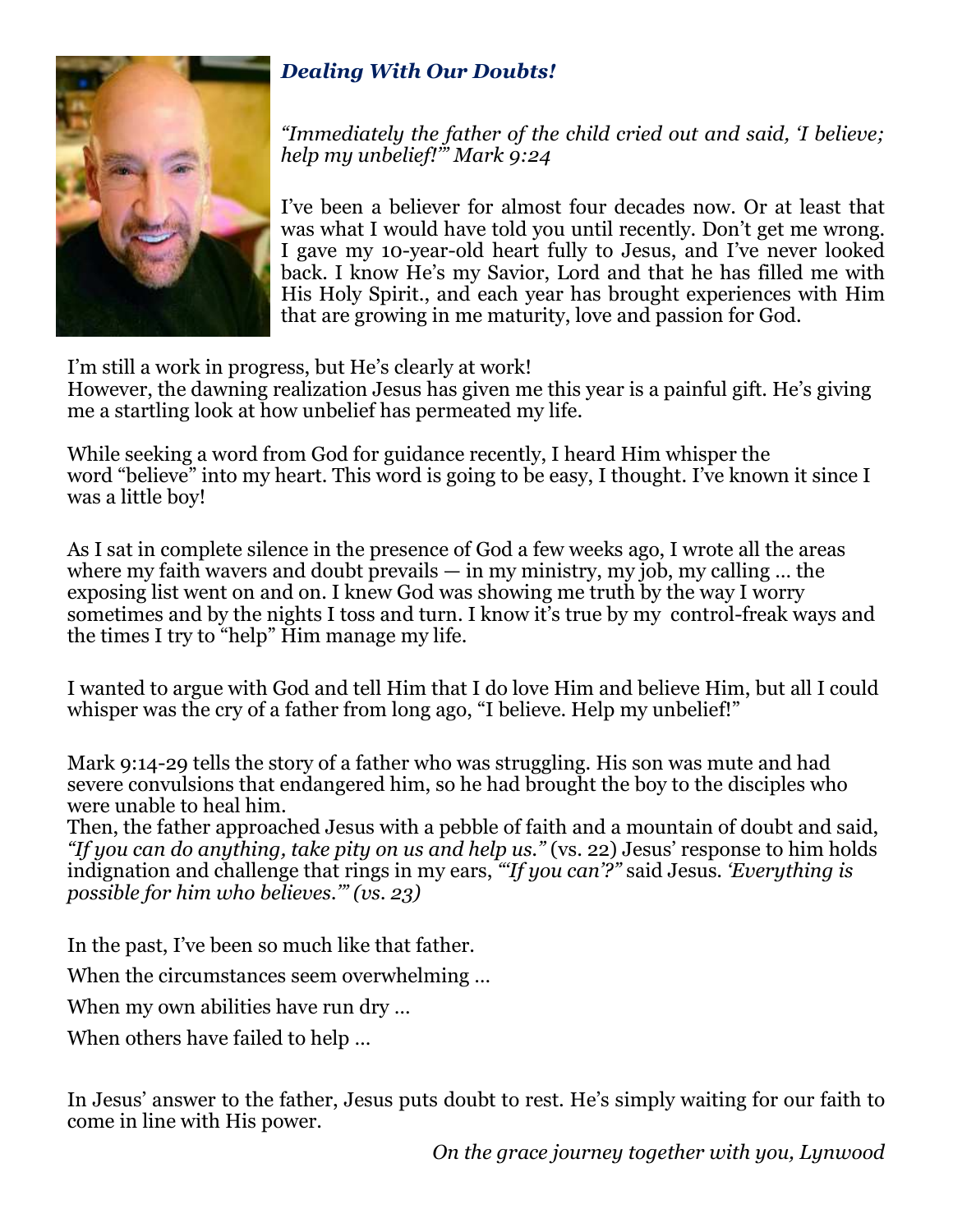## ***Dealing With Our Doubts!***

*"Immediately the father of the child cried out and said, 'I believe; help my unbelief!'" Mark 9:24*

I've been a believer for almost four decades now. Or at least that was what I would have told you until recently. Don't get me wrong. I gave my 10-year-old heart fully to Jesus, and I've never looked back. I know He's my Savior, Lord and that he has filled me with His Holy Spirit., and each year has brought experiences with Him that are growing in me maturity, love and passion for God.

I'm still a work in progress, but He's clearly at work!
However, the dawning realization Jesus has given me this year is a painful gift. He's giving me a startling look at how unbelief has permeated my life.

While seeking a word from God for guidance recently, I heard Him whisper the word "believe" into my heart. This word is going to be easy, I thought. I've known it since I was a little boy!

As I sat in complete silence in the presence of God a few weeks ago, I wrote all the areas where my faith wavers and doubt prevails — in my ministry, my job, my calling … the exposing list went on and on. I knew God was showing me truth by the way I worry sometimes and by the nights I toss and turn. I know it's true by my control-freak ways and the times I try to "help" Him manage my life.

I wanted to argue with God and tell Him that I do love Him and believe Him, but all I could whisper was the cry of a father from long ago, "I believe. Help my unbelief!"

Mark 9:14-29 tells the story of a father who was struggling. His son was mute and had severe convulsions that endangered him, so he had brought the boy to the disciples who were unable to heal him.
Then, the father approached Jesus with a pebble of faith and a mountain of doubt and said, *"If you can do anything, take pity on us and help us."* (vs. 22) Jesus' response to him holds indignation and challenge that rings in my ears, *"'If you can'?"* said Jesus. *'Everything is possible for him who believes.'" (vs. 23)*

In the past, I've been so much like that father.

When the circumstances seem overwhelming …

When my own abilities have run dry …

When others have failed to help …

In Jesus' answer to the father, Jesus puts doubt to rest. He's simply waiting for our faith to come in line with His power.

*On the grace journey together with you, Lynwood*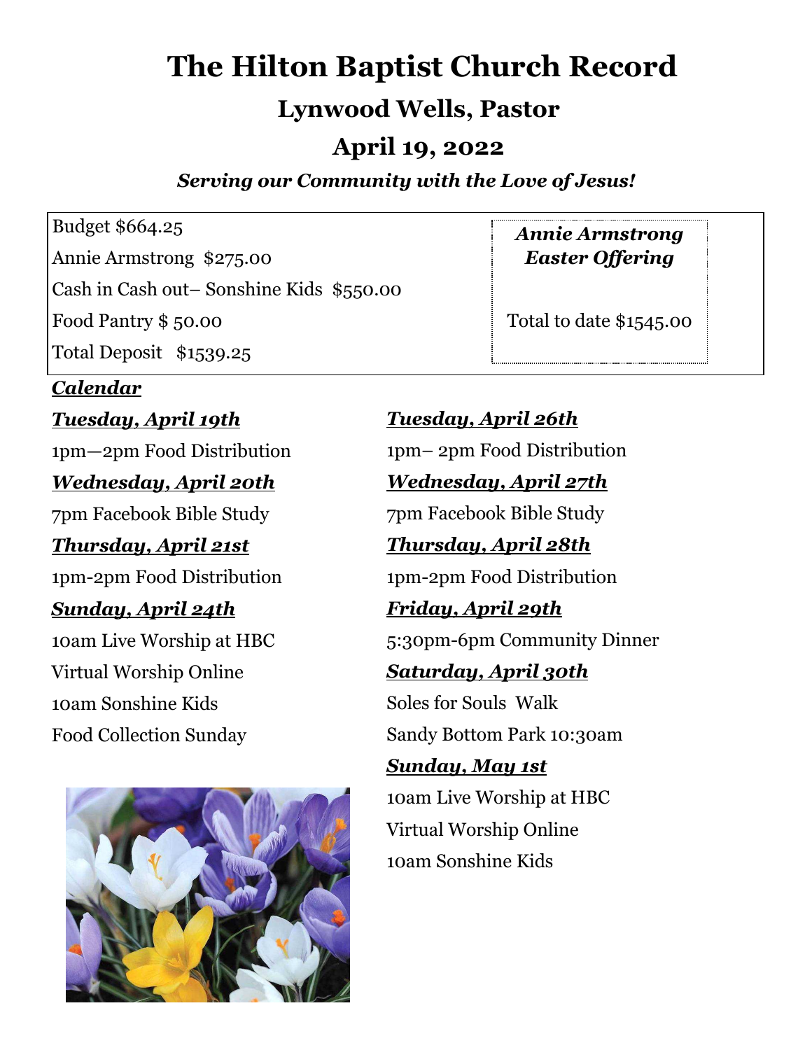# The Hilton Baptist Church Record

## Lynwood Wells, Pastor

## April 19, 2022

***Serving our Community with the Love of Jesus!***

Budget $664.25

Annie Armstrong  $275.00

Cash in Cash out– Sonshine Kids  $550.00

Food Pantry $ 50.00

Total Deposit   $1539.25

***Annie Armstrong Easter Offering***

Total to date $1545.00

***Calendar***

***Tuesday, April 19th***

1pm—2pm Food Distribution

***Wednesday, April 20th***

7pm Facebook Bible Study

***Thursday, April 21st***

1pm-2pm Food Distribution

***Sunday, April 24th***

10am Live Worship at HBC

Virtual Worship Online

10am Sonshine Kids

Food Collection Sunday

***Tuesday, April 26th***

1pm– 2pm Food Distribution

***Wednesday, April 27th***

7pm Facebook Bible Study

***Thursday, April 28th***

1pm-2pm Food Distribution

***Friday, April 29th***

5:30pm-6pm Community Dinner

***Saturday, April 30th***

Soles for Souls  Walk

Sandy Bottom Park 10:30am

***Sunday, May 1st***

10am Live Worship at HBC

Virtual Worship Online

10am Sonshine Kids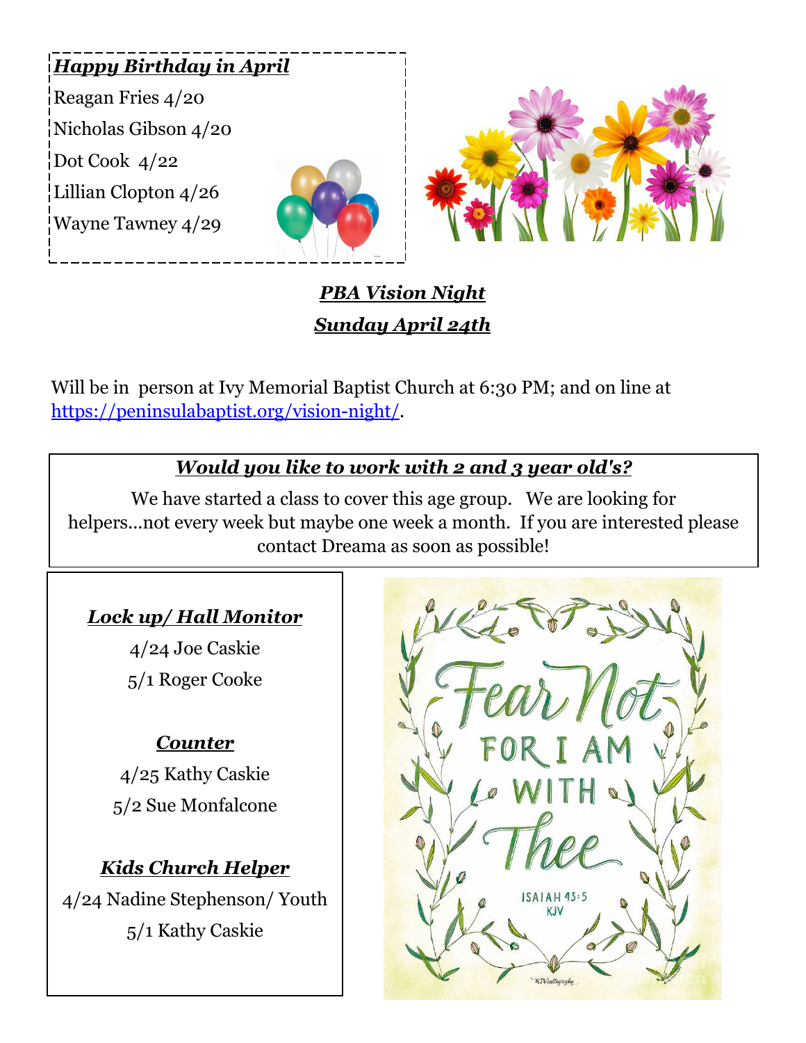***Happy Birthday in April***

Reagan Fries 4/20

Nicholas Gibson 4/20

Dot Cook 4/22

Lillian Clopton 4/26

Wayne Tawney 4/29

***PBA Vision Night***

***Sunday April 24th***

Will be in person at Ivy Memorial Baptist Church at 6:30 PM; and on line at https://peninsulabaptist.org/vision-night/.

***Would you like to work with 2 and 3 year old's?***

We have started a class to cover this age group. We are looking for helpers...not every week but maybe one week a month. If you are interested please contact Dreama as soon as possible!

***Lock up/ Hall Monitor***

4/24 Joe Caskie

5/1 Roger Cooke

***Counter***

4/25 Kathy Caskie

5/2 Sue Monfalcone

***Kids Church Helper***

4/24 Nadine Stephenson/ Youth

5/1 Kathy Caskie

Fear Not FOR I AM WITH Thee

ISAIAH 43:5 KJV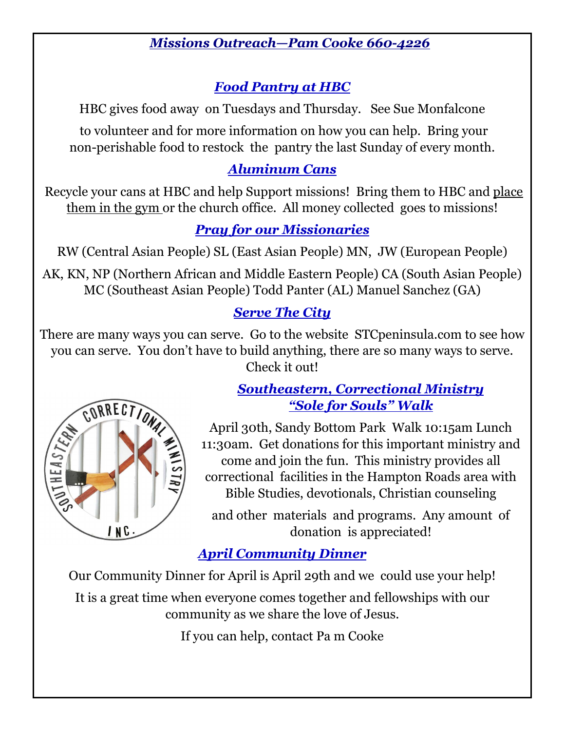## *Missions Outreach—Pam Cooke 660-4226*

### *Food Pantry at HBC*

HBC gives food away on Tuesdays and Thursday. See Sue Monfalcone to volunteer and for more information on how you can help. Bring your non-perishable food to restock the pantry the last Sunday of every month.

### *Aluminum Cans*

Recycle your cans at HBC and help Support missions! Bring them to HBC and place them in the gym or the church office. All money collected goes to missions!

### *Pray for our Missionaries*

RW (Central Asian People) SL (East Asian People) MN, JW (European People)

AK, KN, NP (Northern African and Middle Eastern People) CA (South Asian People) MC (Southeast Asian People) Todd Panter (AL) Manuel Sanchez (GA)

### *Serve The City*

There are many ways you can serve. Go to the website STCpeninsula.com to see how you can serve. You don't have to build anything, there are so many ways to serve. Check it out!

### *Southeastern, Correctional Ministry "Sole for Souls" Walk*

April 30th, Sandy Bottom Park Walk 10:15am Lunch 11:30am. Get donations for this important ministry and come and join the fun. This ministry provides all correctional facilities in the Hampton Roads area with Bible Studies, devotionals, Christian counseling and other materials and programs. Any amount of donation is appreciated!

### *April Community Dinner*

Our Community Dinner for April is April 29th and we could use your help!

It is a great time when everyone comes together and fellowships with our community as we share the love of Jesus.

If you can help, contact Pa m Cooke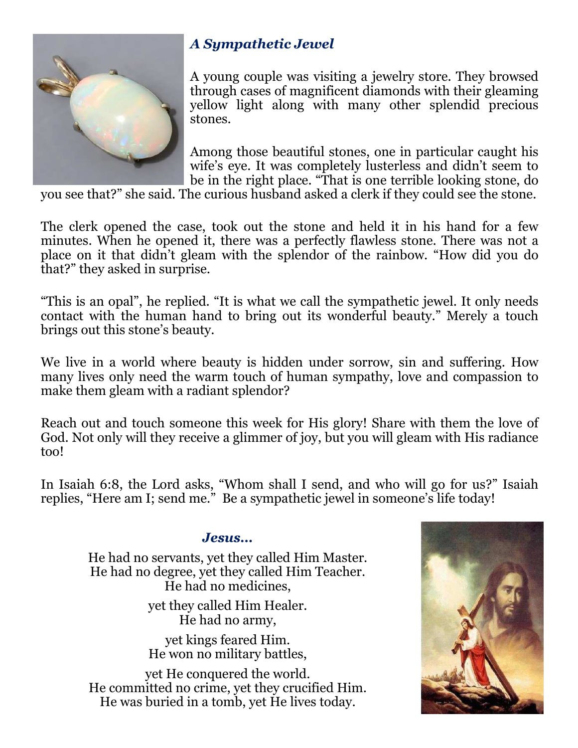### *A Sympathetic Jewel*

A young couple was visiting a jewelry store. They browsed through cases of magnificent diamonds with their gleaming yellow light along with many other splendid precious stones.

Among those beautiful stones, one in particular caught his wife's eye. It was completely lusterless and didn't seem to be in the right place. "That is one terrible looking stone, do you see that?" she said. The curious husband asked a clerk if they could see the stone.

The clerk opened the case, took out the stone and held it in his hand for a few minutes. When he opened it, there was a perfectly flawless stone. There was not a place on it that didn't gleam with the splendor of the rainbow. "How did you do that?" they asked in surprise.

"This is an opal", he replied. "It is what we call the sympathetic jewel. It only needs contact with the human hand to bring out its wonderful beauty." Merely a touch brings out this stone's beauty.

We live in a world where beauty is hidden under sorrow, sin and suffering. How many lives only need the warm touch of human sympathy, love and compassion to make them gleam with a radiant splendor?

Reach out and touch someone this week for His glory! Share with them the love of God. Not only will they receive a glimmer of joy, but you will gleam with His radiance too!

In Isaiah 6:8, the Lord asks, "Whom shall I send, and who will go for us?" Isaiah replies, "Here am I; send me." Be a sympathetic jewel in someone's life today!

### *Jesus...*

He had no servants, yet they called Him Master.
He had no degree, yet they called Him Teacher.
He had no medicines,
yet they called Him Healer.
He had no army,
yet kings feared Him.
He won no military battles,
yet He conquered the world.
He committed no crime, yet they crucified Him.
He was buried in a tomb, yet He lives today.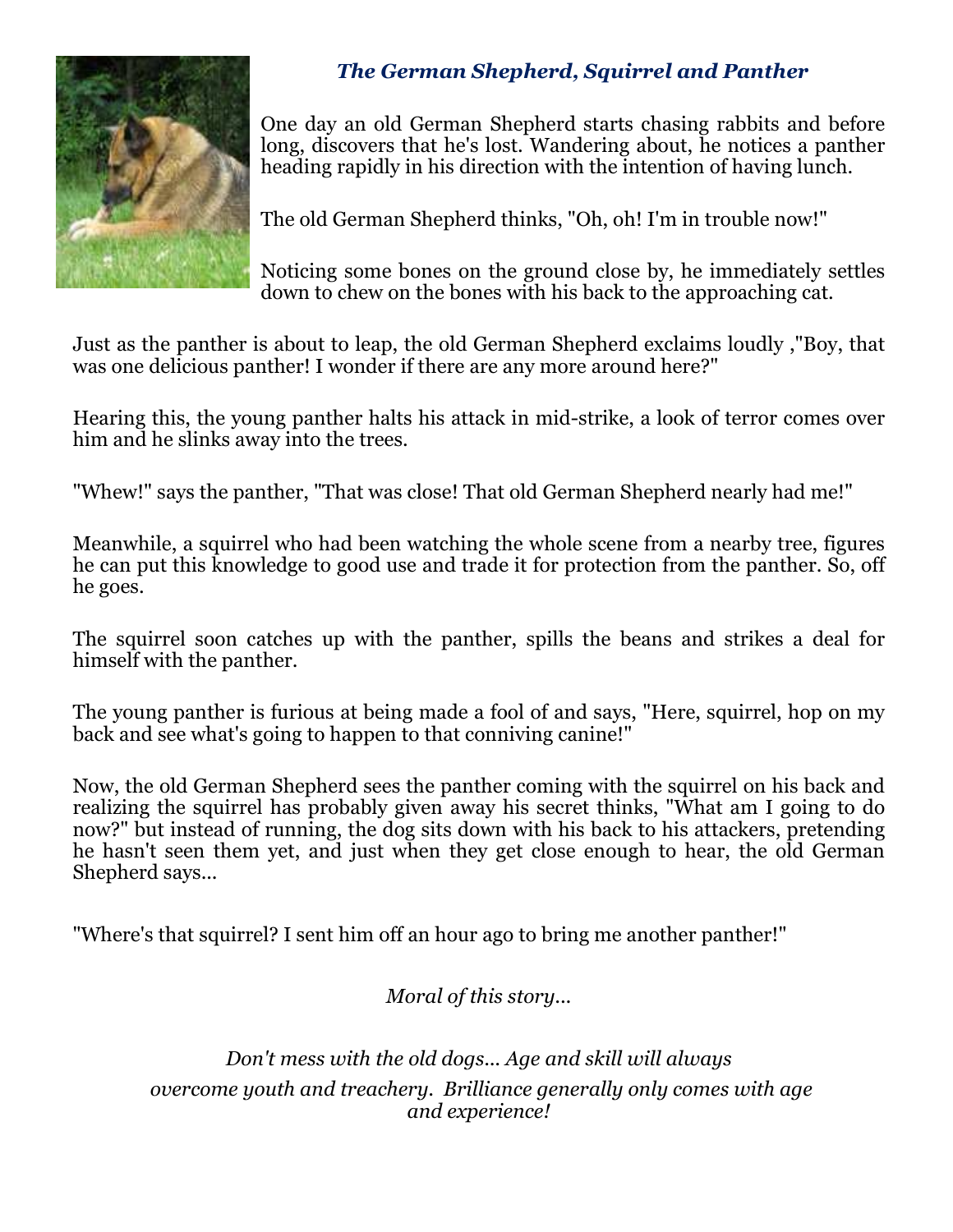### *The German Shepherd, Squirrel and Panther*

One day an old German Shepherd starts chasing rabbits and before long, discovers that he's lost. Wandering about, he notices a panther heading rapidly in his direction with the intention of having lunch.

The old German Shepherd thinks, "Oh, oh! I'm in trouble now!"

Noticing some bones on the ground close by, he immediately settles down to chew on the bones with his back to the approaching cat.

Just as the panther is about to leap, the old German Shepherd exclaims loudly ,"Boy, that was one delicious panther! I wonder if there are any more around here?"

Hearing this, the young panther halts his attack in mid-strike, a look of terror comes over him and he slinks away into the trees.

"Whew!" says the panther, "That was close! That old German Shepherd nearly had me!"

Meanwhile, a squirrel who had been watching the whole scene from a nearby tree, figures he can put this knowledge to good use and trade it for protection from the panther. So, off he goes.

The squirrel soon catches up with the panther, spills the beans and strikes a deal for himself with the panther.

The young panther is furious at being made a fool of and says, "Here, squirrel, hop on my back and see what's going to happen to that conniving canine!"

Now, the old German Shepherd sees the panther coming with the squirrel on his back and realizing the squirrel has probably given away his secret thinks, "What am I going to do now?" but instead of running, the dog sits down with his back to his attackers, pretending he hasn't seen them yet, and just when they get close enough to hear, the old German Shepherd says...

"Where's that squirrel? I sent him off an hour ago to bring me another panther!"

*Moral of this story...*

*Don't mess with the old dogs... Age and skill will always overcome youth and treachery. Brilliance generally only comes with age and experience!*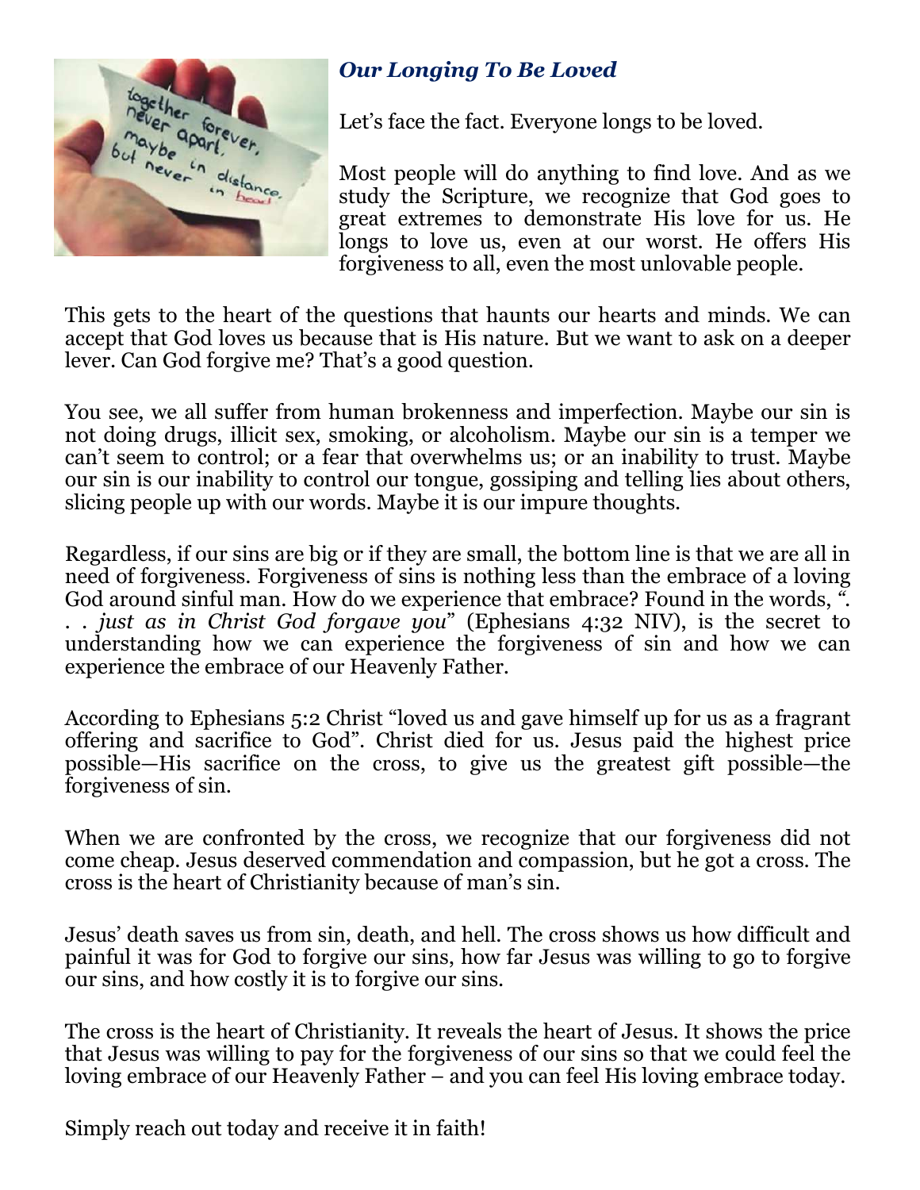### *Our Longing To Be Loved*

Let's face the fact. Everyone longs to be loved.

Most people will do anything to find love. And as we study the Scripture, we recognize that God goes to great extremes to demonstrate His love for us. He longs to love us, even at our worst. He offers His forgiveness to all, even the most unlovable people.

This gets to the heart of the questions that haunts our hearts and minds. We can accept that God loves us because that is His nature. But we want to ask on a deeper lever. Can God forgive me? That's a good question.

You see, we all suffer from human brokenness and imperfection. Maybe our sin is not doing drugs, illicit sex, smoking, or alcoholism. Maybe our sin is a temper we can't seem to control; or a fear that overwhelms us; or an inability to trust. Maybe our sin is our inability to control our tongue, gossiping and telling lies about others, slicing people up with our words. Maybe it is our impure thoughts.

Regardless, if our sins are big or if they are small, the bottom line is that we are all in need of forgiveness. Forgiveness of sins is nothing less than the embrace of a loving God around sinful man. How do we experience that embrace? Found in the words, "*. . . just as in Christ God forgave you*" (Ephesians 4:32 NIV), is the secret to understanding how we can experience the forgiveness of sin and how we can experience the embrace of our Heavenly Father.

According to Ephesians 5:2 Christ "loved us and gave himself up for us as a fragrant offering and sacrifice to God". Christ died for us. Jesus paid the highest price possible—His sacrifice on the cross, to give us the greatest gift possible—the forgiveness of sin.

When we are confronted by the cross, we recognize that our forgiveness did not come cheap. Jesus deserved commendation and compassion, but he got a cross. The cross is the heart of Christianity because of man's sin.

Jesus' death saves us from sin, death, and hell. The cross shows us how difficult and painful it was for God to forgive our sins, how far Jesus was willing to go to forgive our sins, and how costly it is to forgive our sins.

The cross is the heart of Christianity. It reveals the heart of Jesus. It shows the price that Jesus was willing to pay for the forgiveness of our sins so that we could feel the loving embrace of our Heavenly Father – and you can feel His loving embrace today.

Simply reach out today and receive it in faith!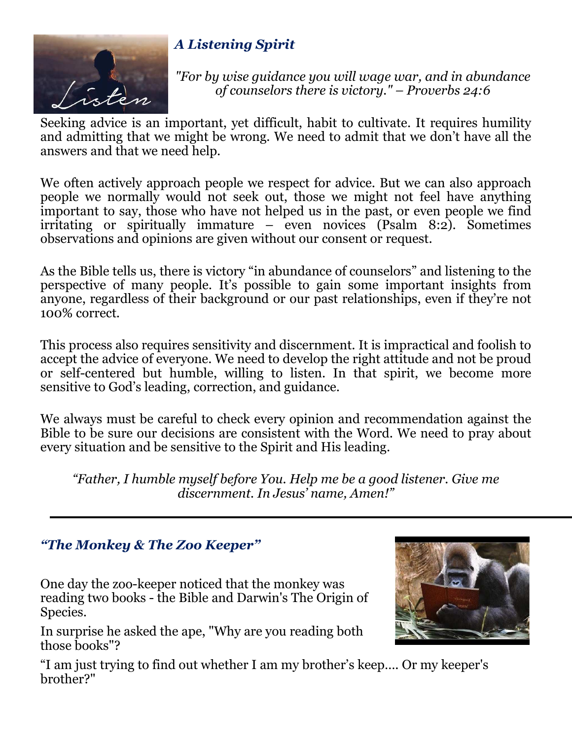### *A Listening Spirit*

*"For by wise guidance you will wage war, and in abundance of counselors there is victory." – Proverbs 24:6*

Seeking advice is an important, yet difficult, habit to cultivate. It requires humility and admitting that we might be wrong. We need to admit that we don't have all the answers and that we need help.

We often actively approach people we respect for advice. But we can also approach people we normally would not seek out, those we might not feel have anything important to say, those who have not helped us in the past, or even people we find irritating or spiritually immature – even novices (Psalm 8:2). Sometimes observations and opinions are given without our consent or request.

As the Bible tells us, there is victory "in abundance of counselors" and listening to the perspective of many people. It's possible to gain some important insights from anyone, regardless of their background or our past relationships, even if they're not 100% correct.

This process also requires sensitivity and discernment. It is impractical and foolish to accept the advice of everyone. We need to develop the right attitude and not be proud or self-centered but humble, willing to listen. In that spirit, we become more sensitive to God's leading, correction, and guidance.

We always must be careful to check every opinion and recommendation against the Bible to be sure our decisions are consistent with the Word. We need to pray about every situation and be sensitive to the Spirit and His leading.

*"Father, I humble myself before You. Help me be a good listener. Give me discernment. In Jesus' name, Amen!"*

---

### *"The Monkey & The Zoo Keeper"*

One day the zoo-keeper noticed that the monkey was reading two books - the Bible and Darwin's The Origin of Species.

In surprise he asked the ape, "Why are you reading both those books"?

"I am just trying to find out whether I am my brother's keep.... Or my keeper's brother?"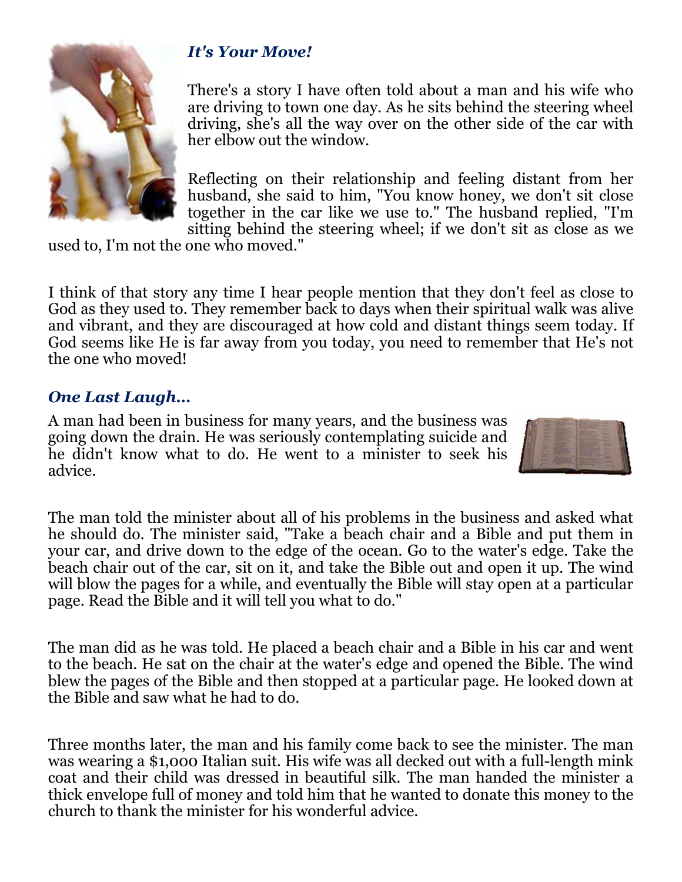### *It's Your Move!*

There's a story I have often told about a man and his wife who are driving to town one day. As he sits behind the steering wheel driving, she's all the way over on the other side of the car with her elbow out the window.

Reflecting on their relationship and feeling distant from her husband, she said to him, "You know honey, we don't sit close together in the car like we use to." The husband replied, "I'm sitting behind the steering wheel; if we don't sit as close as we used to, I'm not the one who moved."

I think of that story any time I hear people mention that they don't feel as close to God as they used to. They remember back to days when their spiritual walk was alive and vibrant, and they are discouraged at how cold and distant things seem today. If God seems like He is far away from you today, you need to remember that He's not the one who moved!

### *One Last Laugh...*

A man had been in business for many years, and the business was going down the drain. He was seriously contemplating suicide and he didn't know what to do. He went to a minister to seek his advice.

The man told the minister about all of his problems in the business and asked what he should do. The minister said, "Take a beach chair and a Bible and put them in your car, and drive down to the edge of the ocean. Go to the water's edge. Take the beach chair out of the car, sit on it, and take the Bible out and open it up. The wind will blow the pages for a while, and eventually the Bible will stay open at a particular page. Read the Bible and it will tell you what to do."

The man did as he was told. He placed a beach chair and a Bible in his car and went to the beach. He sat on the chair at the water's edge and opened the Bible. The wind blew the pages of the Bible and then stopped at a particular page. He looked down at the Bible and saw what he had to do.

Three months later, the man and his family come back to see the minister. The man was wearing a $1,000 Italian suit. His wife was all decked out with a full-length mink coat and their child was dressed in beautiful silk. The man handed the minister a thick envelope full of money and told him that he wanted to donate this money to the church to thank the minister for his wonderful advice.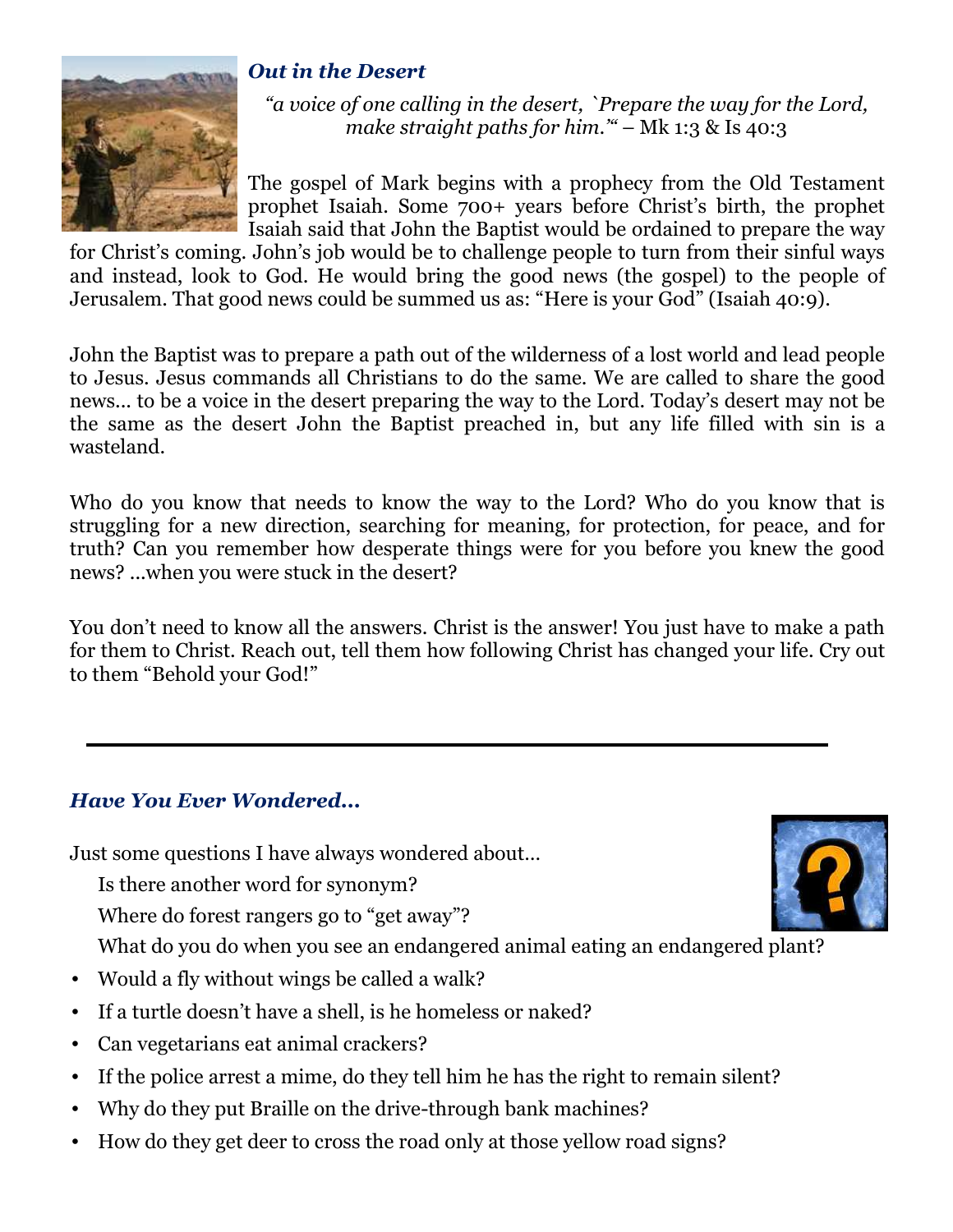### *Out in the Desert*

*"a voice of one calling in the desert, `Prepare the way for the Lord, make straight paths for him.'"* – Mk 1:3 & Is 40:3

The gospel of Mark begins with a prophecy from the Old Testament prophet Isaiah. Some 700+ years before Christ's birth, the prophet Isaiah said that John the Baptist would be ordained to prepare the way for Christ's coming. John's job would be to challenge people to turn from their sinful ways and instead, look to God. He would bring the good news (the gospel) to the people of Jerusalem. That good news could be summed us as: "Here is your God" (Isaiah 40:9).

John the Baptist was to prepare a path out of the wilderness of a lost world and lead people to Jesus. Jesus commands all Christians to do the same. We are called to share the good news... to be a voice in the desert preparing the way to the Lord. Today's desert may not be the same as the desert John the Baptist preached in, but any life filled with sin is a wasteland.

Who do you know that needs to know the way to the Lord? Who do you know that is struggling for a new direction, searching for meaning, for protection, for peace, and for truth? Can you remember how desperate things were for you before you knew the good news? ...when you were stuck in the desert?

You don't need to know all the answers. Christ is the answer! You just have to make a path for them to Christ. Reach out, tell them how following Christ has changed your life. Cry out to them "Behold your God!"

---

### *Have You Ever Wondered...*

Just some questions I have always wondered about...

- Is there another word for synonym?
- Where do forest rangers go to "get away"?
- What do you do when you see an endangered animal eating an endangered plant?
- Would a fly without wings be called a walk?
- If a turtle doesn't have a shell, is he homeless or naked?
- Can vegetarians eat animal crackers?
- If the police arrest a mime, do they tell him he has the right to remain silent?
- Why do they put Braille on the drive-through bank machines?
- How do they get deer to cross the road only at those yellow road signs?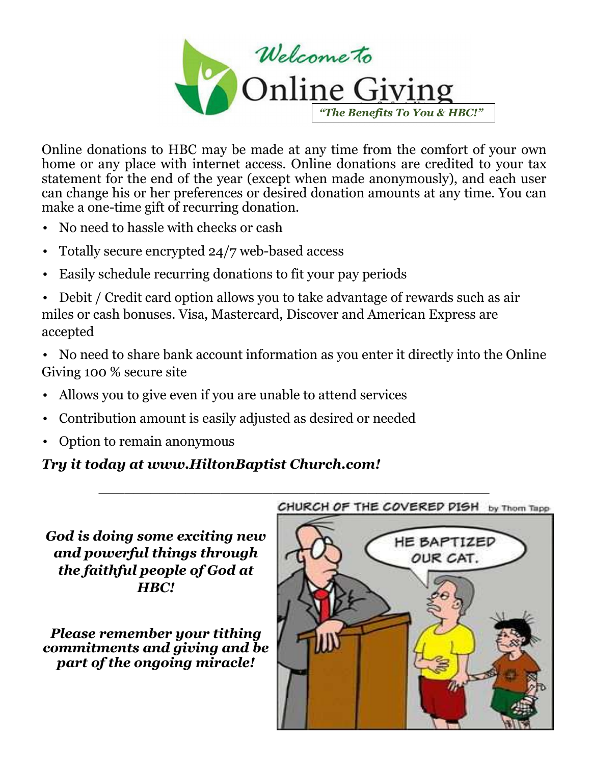# Welcome to Online Giving

*"The Benefits To You & HBC!"*

Online donations to HBC may be made at any time from the comfort of your own home or any place with internet access. Online donations are credited to your tax statement for the end of the year (except when made anonymously), and each user can change his or her preferences or desired donation amounts at any time. You can make a one-time gift of recurring donation.

- No need to hassle with checks or cash
- Totally secure encrypted 24/7 web-based access
- Easily schedule recurring donations to fit your pay periods
- Debit / Credit card option allows you to take advantage of rewards such as air miles or cash bonuses. Visa, Mastercard, Discover and American Express are accepted
- No need to share bank account information as you enter it directly into the Online Giving 100 % secure site
- Allows you to give even if you are unable to attend services
- Contribution amount is easily adjusted as desired or needed
- Option to remain anonymous

***Try it today at www.HiltonBaptist Church.com!***

---

***God is doing some exciting new and powerful things through the faithful people of God at HBC!***

***Please remember your tithing commitments and giving and be part of the ongoing miracle!***

CHURCH OF THE COVERED DISH by Thom Tapp

HE BAPTIZED OUR CAT.